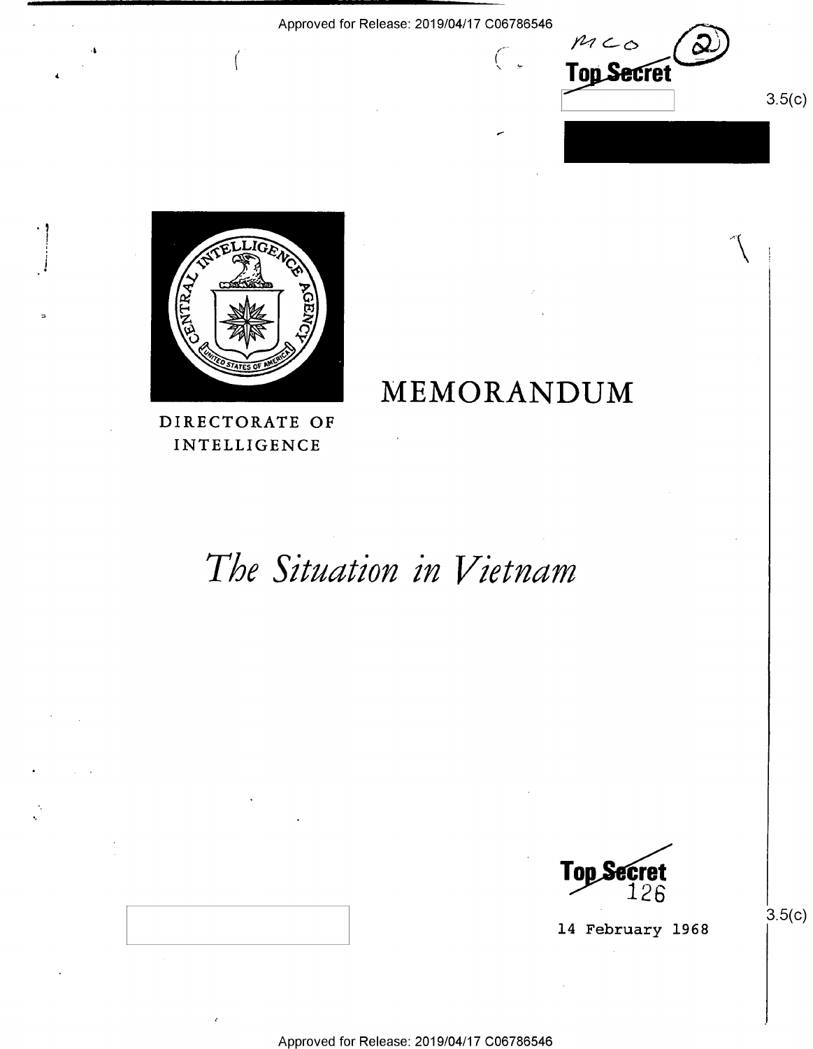Approved for Release: 2019/04/17 C06786546

MCO (2)

**Top Secret**

3.5(c)

DIRECTORATE OF INTELLIGENCE

# MEMORANDUM

## *The Situation in Vietnam*

**Top Secret**
126

3.5(c)

14 February 1968

Approved for Release: 2019/04/17 C06786546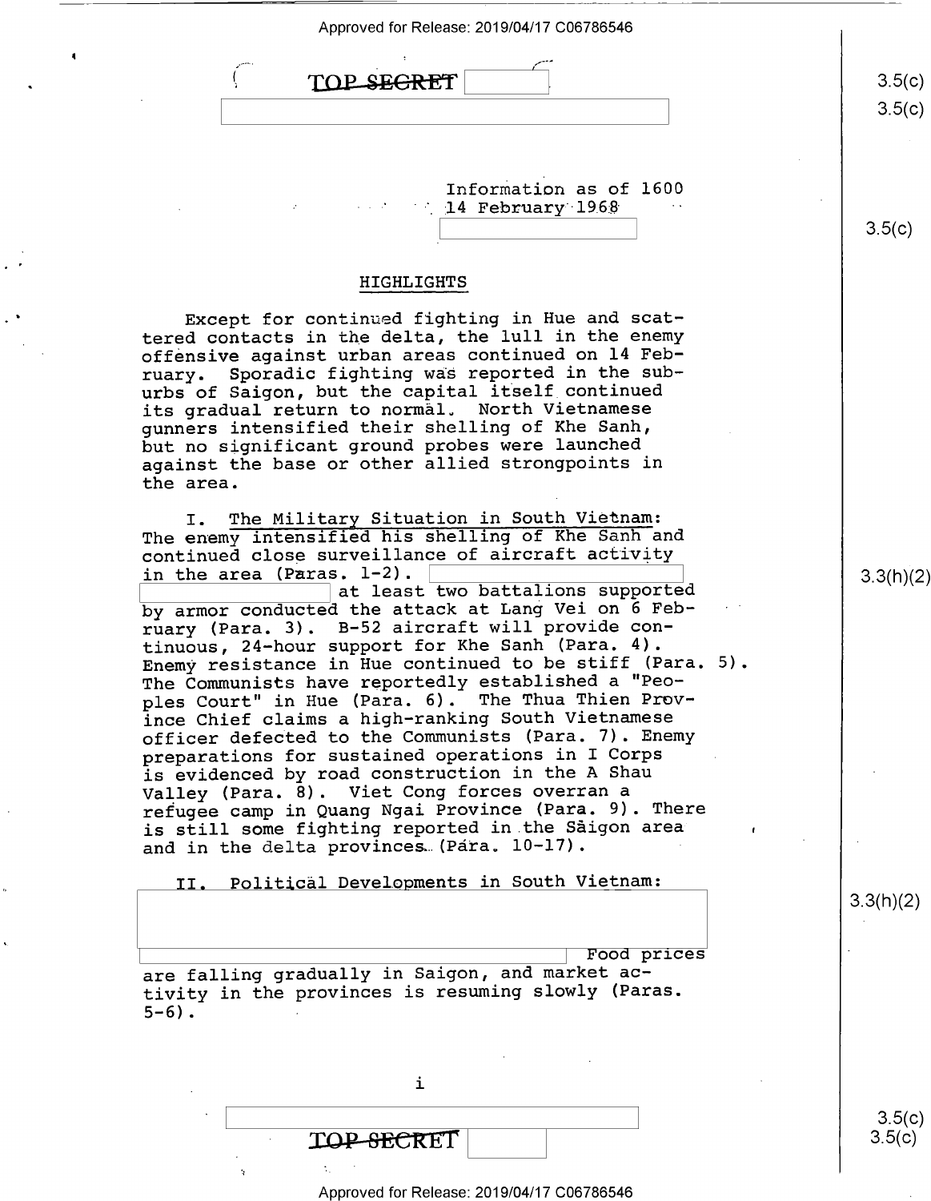TOP SECRET

Information as of 1600
14 February 1968

## HIGHLIGHTS

Except for continued fighting in Hue and scattered contacts in the delta, the lull in the enemy offensive against urban areas continued on 14 February. Sporadic fighting was reported in the suburbs of Saigon, but the capital itself continued its gradual return to normal. North Vietnamese gunners intensified their shelling of Khe Sanh, but no significant ground probes were launched against the base or other allied strongpoints in the area.

I. The Military Situation in South Vietnam: The enemy intensified his shelling of Khe Sanh and continued close surveillance of aircraft activity in the area (Paras. 1-2). at least two battalions supported by armor conducted the attack at Lang Vei on 6 February (Para. 3). B-52 aircraft will provide continuous, 24-hour support for Khe Sanh (Para. 4). Enemy resistance in Hue continued to be stiff (Para. 5). The Communists have reportedly established a "Peoples Court" in Hue (Para. 6). The Thua Thien Province Chief claims a high-ranking South Vietnamese officer defected to the Communists (Para. 7). Enemy preparations for sustained operations in I Corps is evidenced by road construction in the A Shau Valley (Para. 8). Viet Cong forces overran a refugee camp in Quang Ngai Province (Para. 9). There is still some fighting reported in the Saigon area and in the delta provinces (Para. 10-17).

II. Political Developments in South Vietnam: Food prices are falling gradually in Saigon, and market activity in the provinces is resuming slowly (Paras. 5-6).

TOP SECRET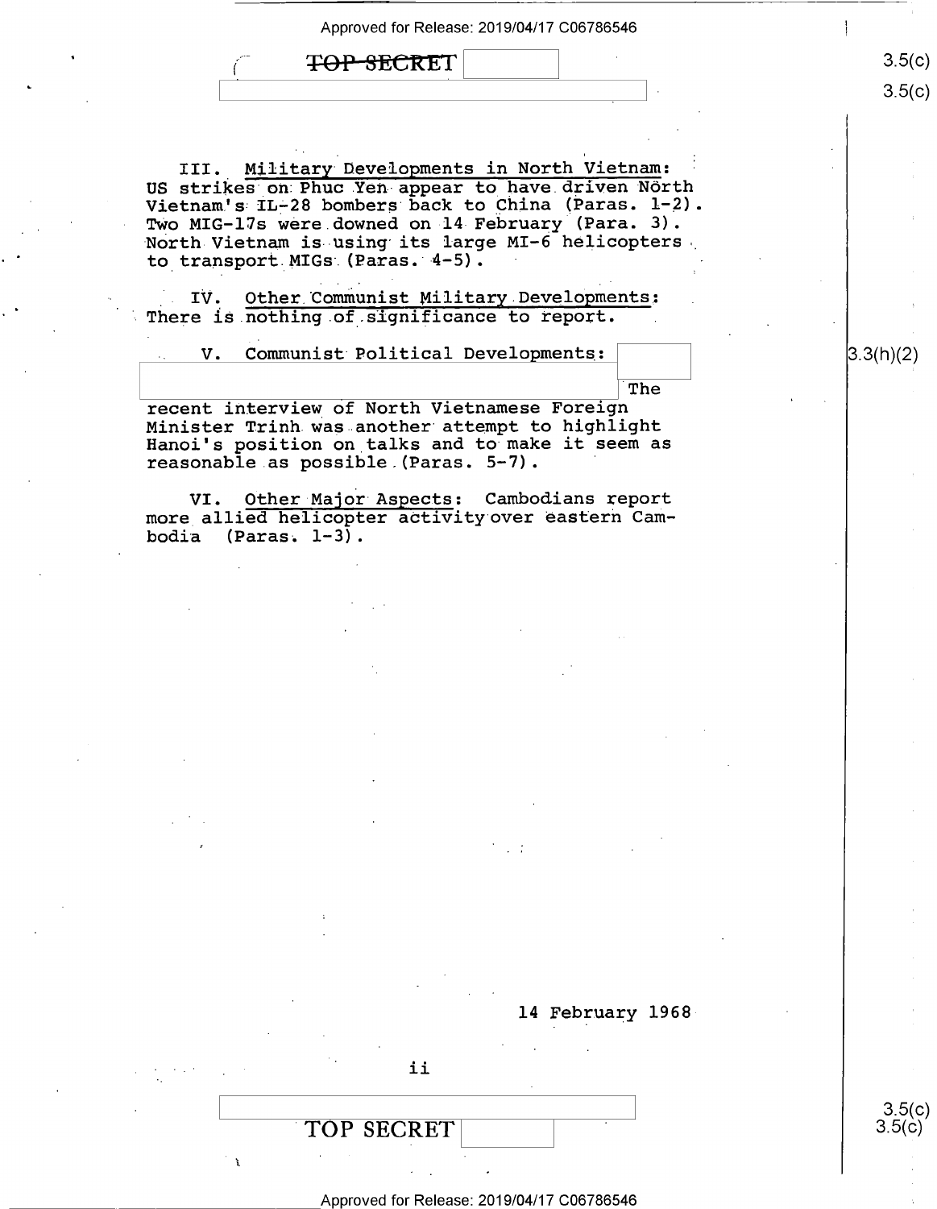III. Military Developments in North Vietnam: US strikes on Phuc Yen appear to have driven North Vietnam's IL-28 bombers back to China (Paras. 1-2). Two MIG-17s were downed on 14 February (Para. 3). North Vietnam is using its large MI-6 helicopters to transport MIGs (Paras. 4-5).

IV. Other Communist Military Developments: There is nothing of significance to report.

V. Communist Political Developments: The recent interview of North Vietnamese Foreign Minister Trinh was another attempt to highlight Hanoi's position on talks and to make it seem as reasonable as possible (Paras. 5-7).

VI. Other Major Aspects: Cambodians report more allied helicopter activity over eastern Cambodia (Paras. 1-3).

14 February 1968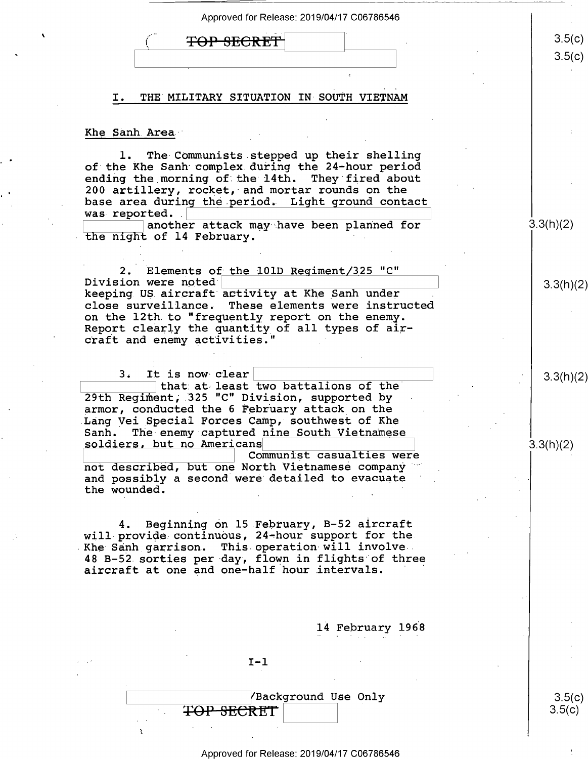TOP SECRET

## I. THE MILITARY SITUATION IN SOUTH VIETNAM

### Khe Sanh Area

1. The Communists stepped up their shelling of the Khe Sanh complex during the 24-hour period ending the morning of the 14th. They fired about 200 artillery, rocket, and mortar rounds on the base area during the period. Light ground contact was reported. another attack may have been planned for the night of 14 February.

2. Elements of the 101D Regiment/325 "C" Division were noted keeping US aircraft activity at Khe Sanh under close surveillance. These elements were instructed on the 12th to "frequently report on the enemy. Report clearly the quantity of all types of aircraft and enemy activities."

3. It is now clear that at least two battalions of the 29th Regiment, 325 "C" Division, supported by armor, conducted the 6 February attack on the Lang Vei Special Forces Camp, southwest of Khe Sanh. The enemy captured nine South Vietnamese soldiers, but no Americans Communist casualties were not described, but one North Vietnamese company and possibly a second were detailed to evacuate the wounded.

4. Beginning on 15 February, B-52 aircraft will provide continuous, 24-hour support for the Khe Sanh garrison. This operation will involve 48 B-52 sorties per day, flown in flights of three aircraft at one and one-half hour intervals.

14 February 1968

I-1

/Background Use Only

TOP SECRET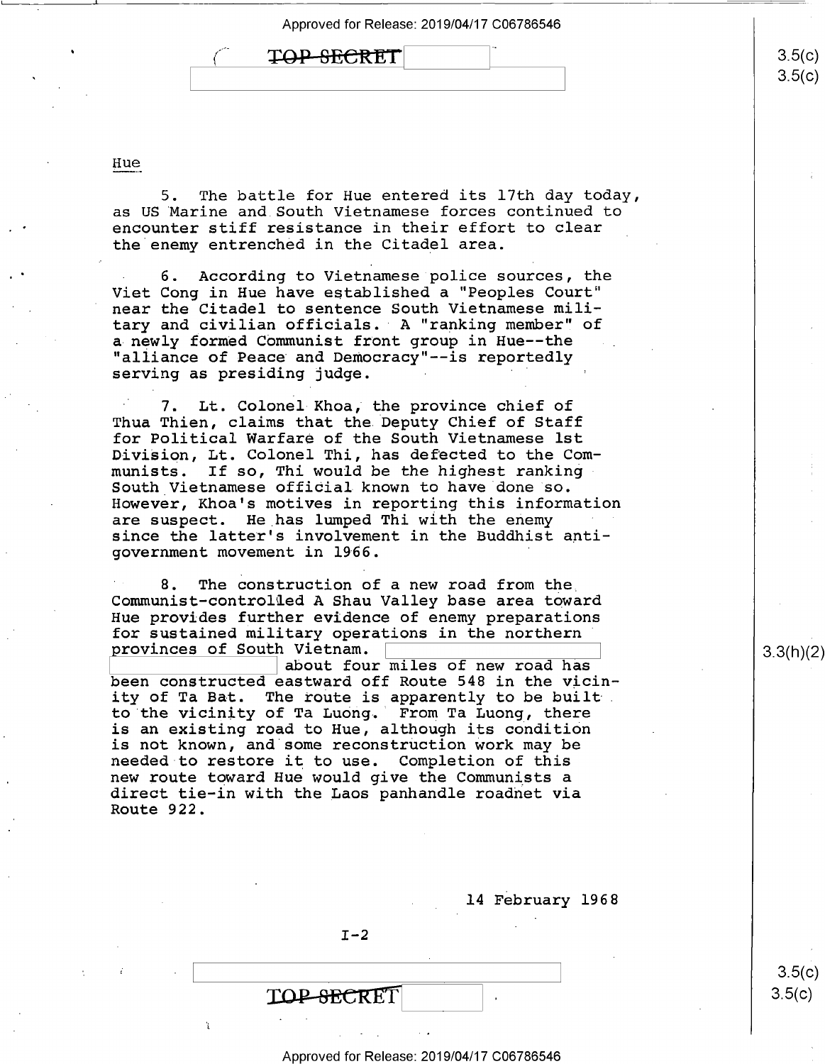## Hue

5. The battle for Hue entered its 17th day today, as US Marine and South Vietnamese forces continued to encounter stiff resistance in their effort to clear the enemy entrenched in the Citadel area.

6. According to Vietnamese police sources, the Viet Cong in Hue have established a "Peoples Court" near the Citadel to sentence South Vietnamese military and civilian officials. A "ranking member" of a newly formed Communist front group in Hue--the "alliance of Peace and Democracy"--is reportedly serving as presiding judge.

7. Lt. Colonel Khoa, the province chief of Thua Thien, claims that the Deputy Chief of Staff for Political Warfare of the South Vietnamese 1st Division, Lt. Colonel Thi, has defected to the Communists. If so, Thi would be the highest ranking South Vietnamese official known to have done so. However, Khoa's motives in reporting this information are suspect. He has lumped Thi with the enemy since the latter's involvement in the Buddhist anti-government movement in 1966.

8. The construction of a new road from the Communist-controlled A Shau Valley base area toward Hue provides further evidence of enemy preparations for sustained military operations in the northern provinces of South Vietnam. [redacted] about four miles of new road has been constructed eastward off Route 548 in the vicinity of Ta Bat. The route is apparently to be built to the vicinity of Ta Luong. From Ta Luong, there is an existing road to Hue, although its condition is not known, and some reconstruction work may be needed to restore it to use. Completion of this new route toward Hue would give the Communists a direct tie-in with the Laos panhandle roadnet via Route 922.

14 February 1968

I-2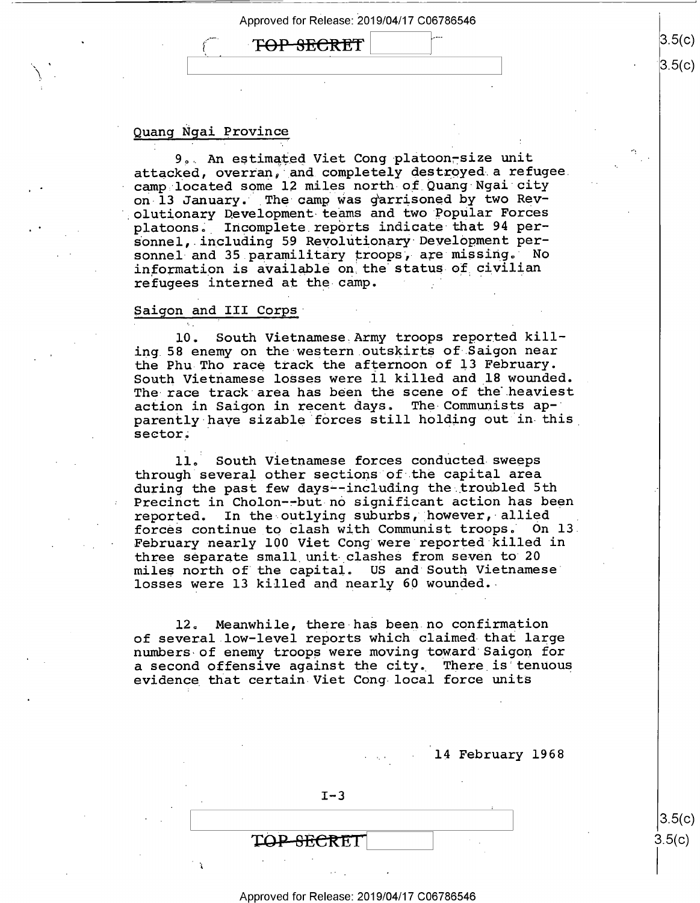## Quang Ngai Province

9. An estimated Viet Cong platoon-size unit attacked, overran, and completely destroyed a refugee camp located some 12 miles north of Quang Ngai city on 13 January. The camp was garrisoned by two Revolutionary Development teams and two Popular Forces platoons. Incomplete reports indicate that 94 personnel, including 59 Revolutionary Development personnel and 35 paramilitary troops, are missing. No information is available on the status of civilian refugees interned at the camp.

## Saigon and III Corps

10. South Vietnamese Army troops reported killing 58 enemy on the western outskirts of Saigon near the Phu Tho race track the afternoon of 13 February. South Vietnamese losses were 11 killed and 18 wounded. The race track area has been the scene of the heaviest action in Saigon in recent days. The Communists apparently have sizable forces still holding out in this sector.

11. South Vietnamese forces conducted sweeps through several other sections of the capital area during the past few days--including the troubled 5th Precinct in Cholon--but no significant action has been reported. In the outlying suburbs, however, allied forces continue to clash with Communist troops. On 13 February nearly 100 Viet Cong were reported killed in three separate small unit clashes from seven to 20 miles north of the capital. US and South Vietnamese losses were 13 killed and nearly 60 wounded.

12. Meanwhile, there has been no confirmation of several low-level reports which claimed that large numbers of enemy troops were moving toward Saigon for a second offensive against the city. There is tenuous evidence that certain Viet Cong local force units

14 February 1968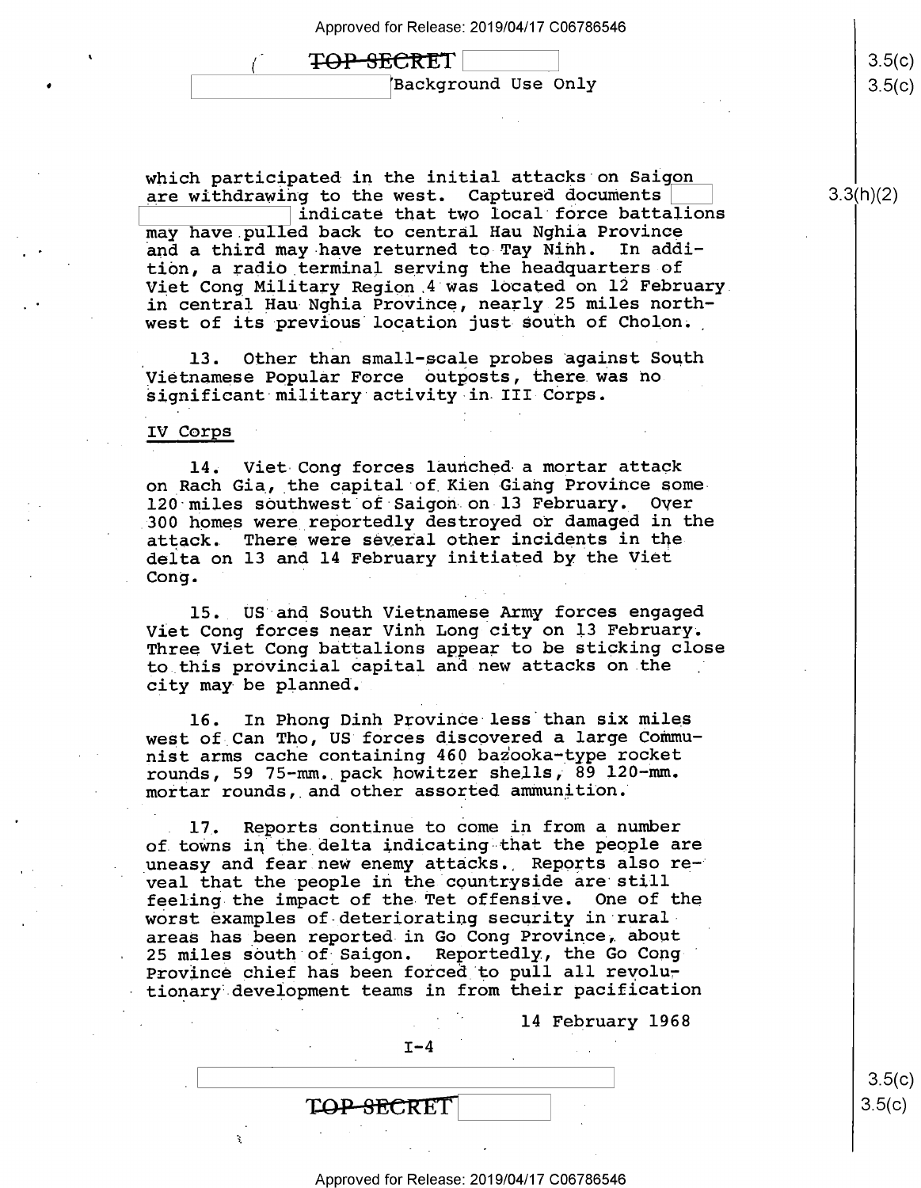which participated in the initial attacks on Saigon are withdrawing to the west. Captured documents indicate that two local force battalions may have pulled back to central Hau Nghia Province and a third may have returned to Tay Ninh. In addition, a radio terminal serving the headquarters of Viet Cong Military Region 4 was located on 12 February in central Hau Nghia Province, nearly 25 miles northwest of its previous location just south of Cholon.

13. Other than small-scale probes against South Vietnamese Popular Force outposts, there was no significant military activity in III Corps.

IV Corps

14. Viet Cong forces launched a mortar attack on Rach Gia, the capital of Kien Giang Province some 120 miles southwest of Saigon on 13 February. Over 300 homes were reportedly destroyed or damaged in the attack. There were several other incidents in the delta on 13 and 14 February initiated by the Viet Cong.

15. US and South Vietnamese Army forces engaged Viet Cong forces near Vinh Long city on 13 February. Three Viet Cong battalions appear to be sticking close to this provincial capital and new attacks on the city may be planned.

16. In Phong Dinh Province less than six miles west of Can Tho, US forces discovered a large Communist arms cache containing 460 bazooka-type rocket rounds, 59 75-mm. pack howitzer shells, 89 120-mm. mortar rounds, and other assorted ammunition.

17. Reports continue to come in from a number of towns in the delta indicating that the people are uneasy and fear new enemy attacks. Reports also reveal that the people in the countryside are still feeling the impact of the Tet offensive. One of the worst examples of deteriorating security in rural areas has been reported in Go Cong Province, about 25 miles south of Saigon. Reportedly, the Go Cong Province chief has been forced to pull all revolutionary development teams in from their pacification

14 February 1968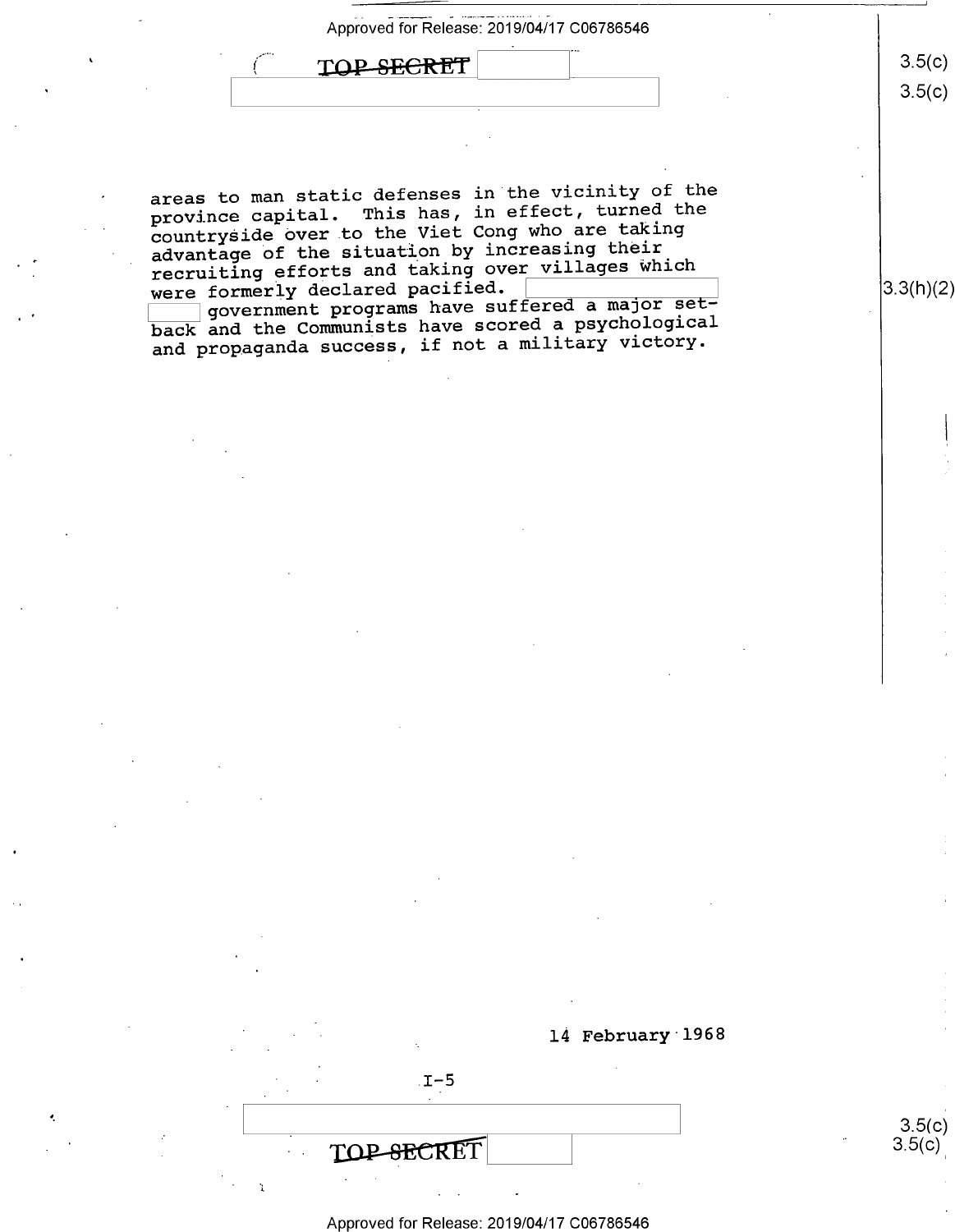areas to man static defenses in the vicinity of the province capital. This has, in effect, turned the countryside over to the Viet Cong who are taking advantage of the situation by increasing their recruiting efforts and taking over villages which were formerly declared pacified. [redacted] [redacted] government programs have suffered a major setback and the Communists have scored a psychological and propaganda success, if not a military victory.

14 February 1968

I-5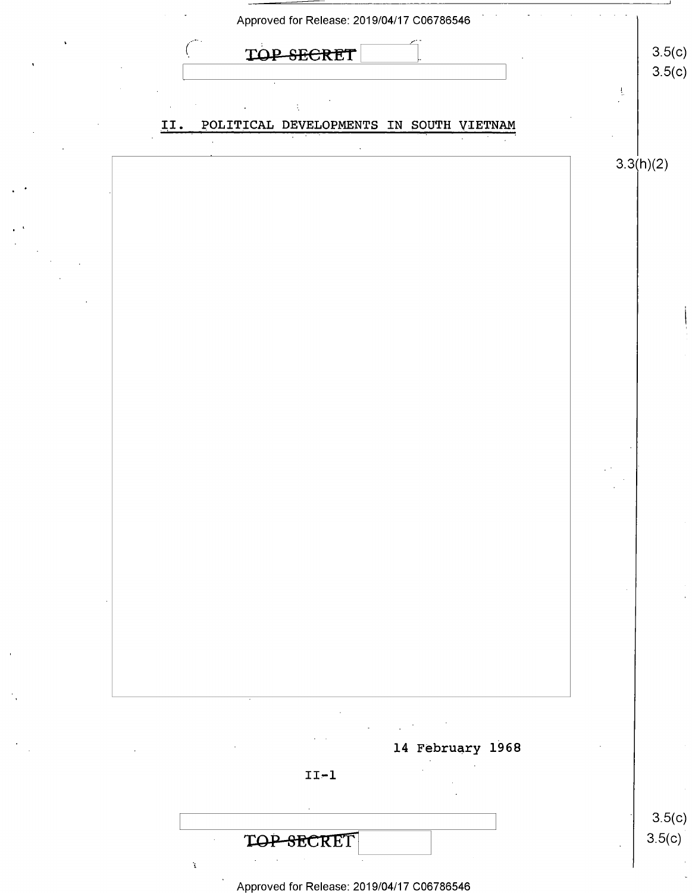TOP SECRET

## II. POLITICAL DEVELOPMENTS IN SOUTH VIETNAM

14 February 1968

II-1

TOP SECRET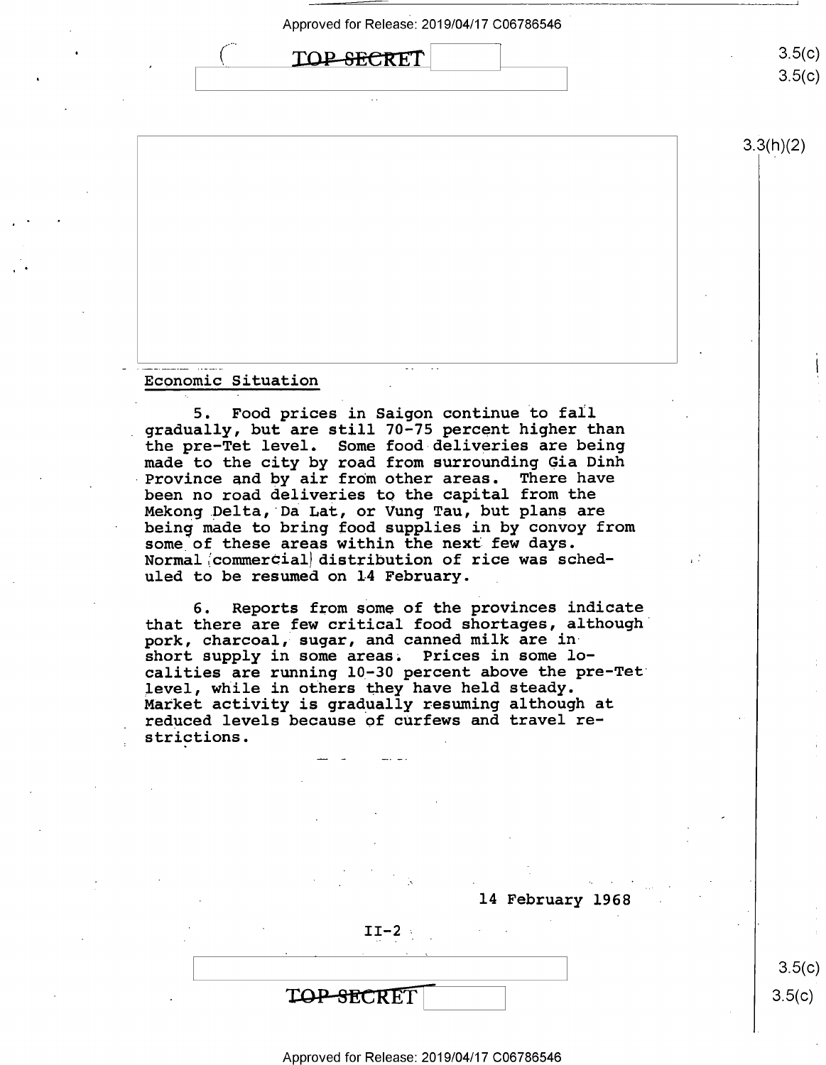## Economic Situation

5. Food prices in Saigon continue to fall gradually, but are still 70-75 percent higher than the pre-Tet level. Some food deliveries are being made to the city by road from surrounding Gia Dinh Province and by air from other areas. There have been no road deliveries to the capital from the Mekong Delta, Da Lat, or Vung Tau, but plans are being made to bring food supplies in by convoy from some of these areas within the next few days. Normal (commercial) distribution of rice was scheduled to be resumed on 14 February.

6. Reports from some of the provinces indicate that there are few critical food shortages, although pork, charcoal, sugar, and canned milk are in short supply in some areas. Prices in some localities are running 10-30 percent above the pre-Tet level, while in others they have held steady. Market activity is gradually resuming although at reduced levels because of curfews and travel restrictions.

14 February 1968

II-2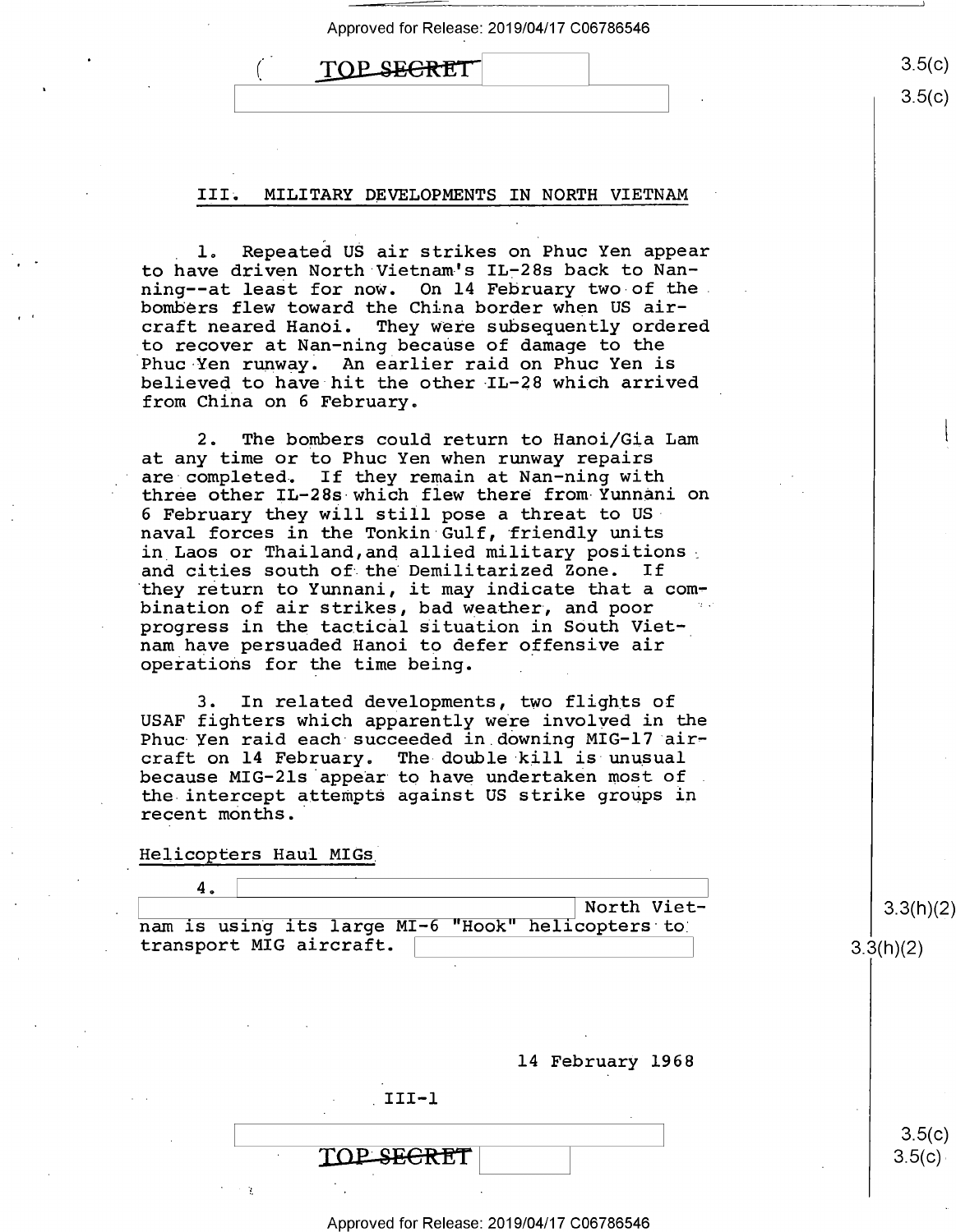## III. MILITARY DEVELOPMENTS IN NORTH VIETNAM

1. Repeated US air strikes on Phuc Yen appear to have driven North Vietnam's IL-28s back to Nan-ning--at least for now. On 14 February two of the bombers flew toward the China border when US aircraft neared Hanoi. They were subsequently ordered to recover at Nan-ning because of damage to the Phuc Yen runway. An earlier raid on Phuc Yen is believed to have hit the other IL-28 which arrived from China on 6 February.

2. The bombers could return to Hanoi/Gia Lam at any time or to Phuc Yen when runway repairs are completed. If they remain at Nan-ning with three other IL-28s which flew there from Yunnani on 6 February they will still pose a threat to US naval forces in the Tonkin Gulf, friendly units in Laos or Thailand, and allied military positions and cities south of the Demilitarized Zone. If they return to Yunnani, it may indicate that a combination of air strikes, bad weather, and poor progress in the tactical situation in South Vietnam have persuaded Hanoi to defer offensive air operations for the time being.

3. In related developments, two flights of USAF fighters which apparently were involved in the Phuc Yen raid each succeeded in downing MIG-17 aircraft on 14 February. The double kill is unusual because MIG-21s appear to have undertaken most of the intercept attempts against US strike groups in recent months.

Helicopters Haul MIGs

4. North Vietnam is using its large MI-6 "Hook" helicopters to transport MIG aircraft.

14 February 1968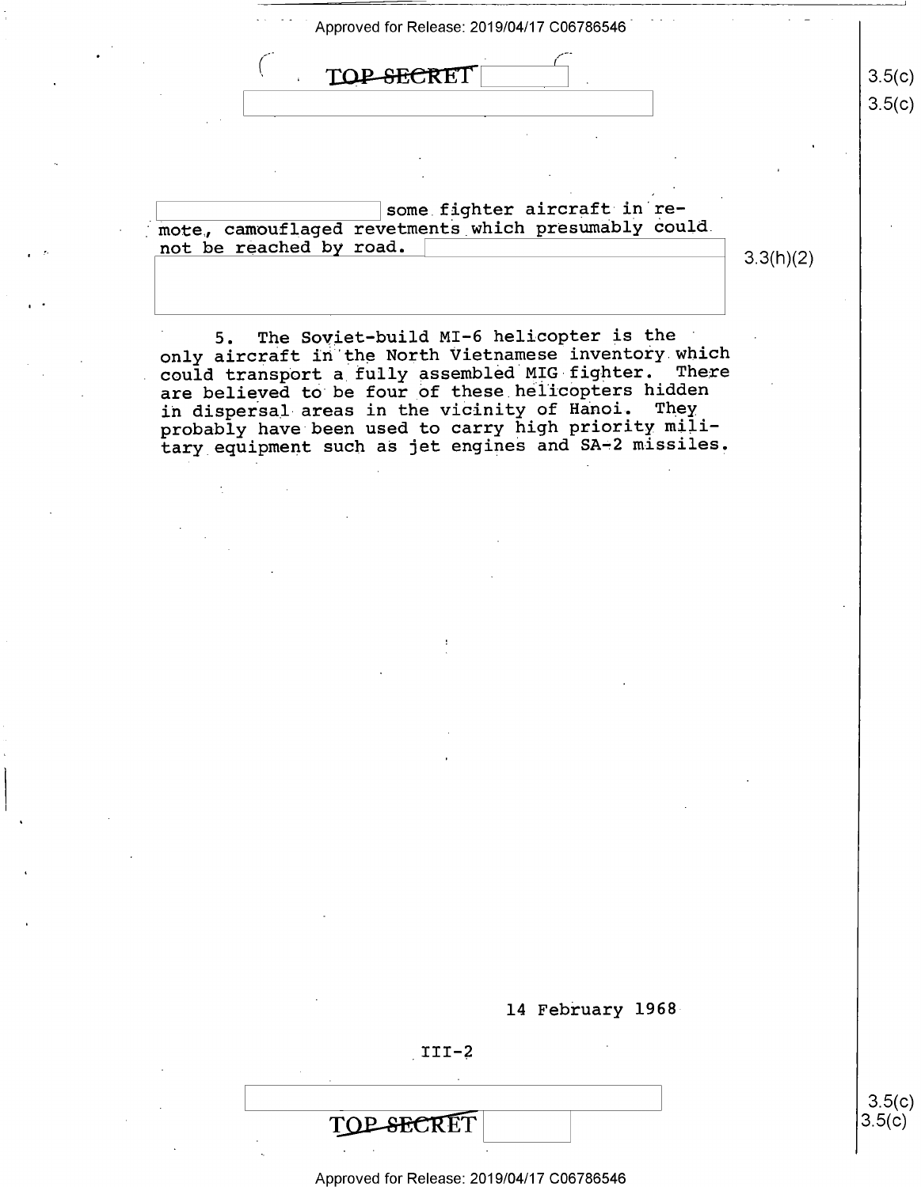some fighter aircraft in remote, camouflaged revetments which presumably could not be reached by road.

5. The Soviet-build MI-6 helicopter is the only aircraft in the North Vietnamese inventory which could transport a fully assembled MIG fighter. There are believed to be four of these helicopters hidden in dispersal areas in the vicinity of Hanoi. They probably have been used to carry high priority military equipment such as jet engines and SA-2 missiles.

14 February 1968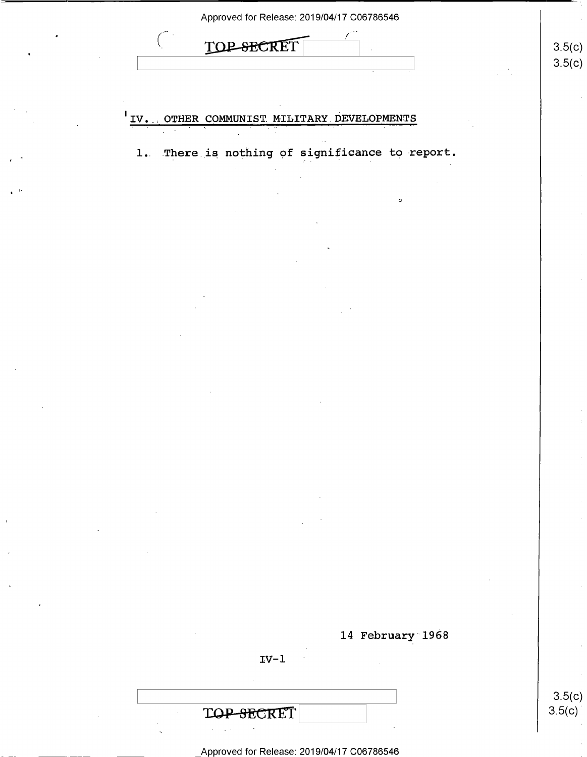## IV. OTHER COMMUNIST MILITARY DEVELOPMENTS

1. There is nothing of significance to report.

14 February 1968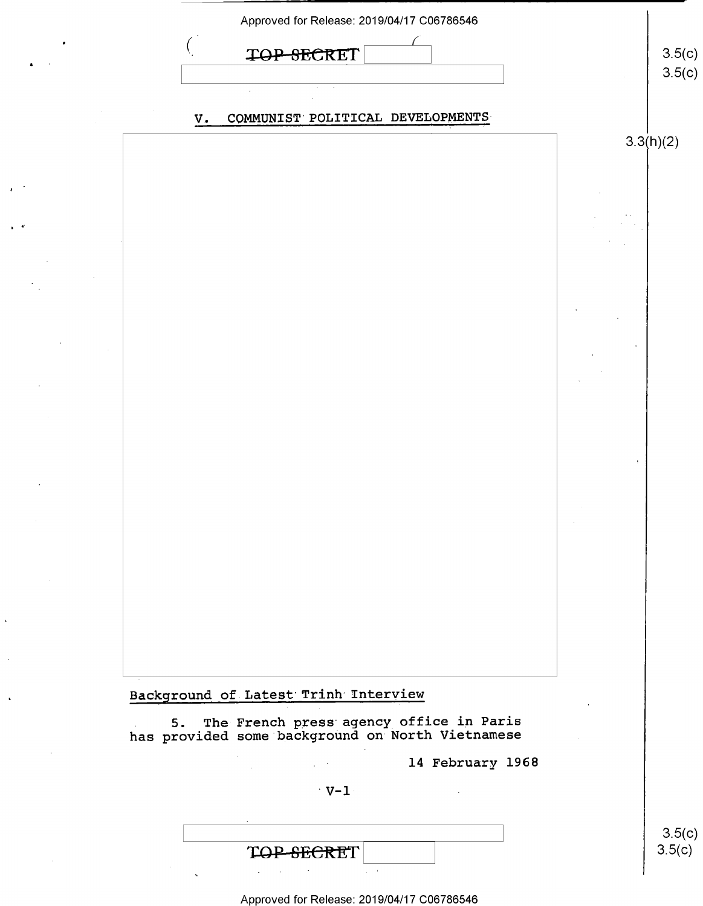## V. COMMUNIST POLITICAL DEVELOPMENTS

### Background of Latest Trinh Interview

5. The French press agency office in Paris has provided some background on North Vietnamese

14 February 1968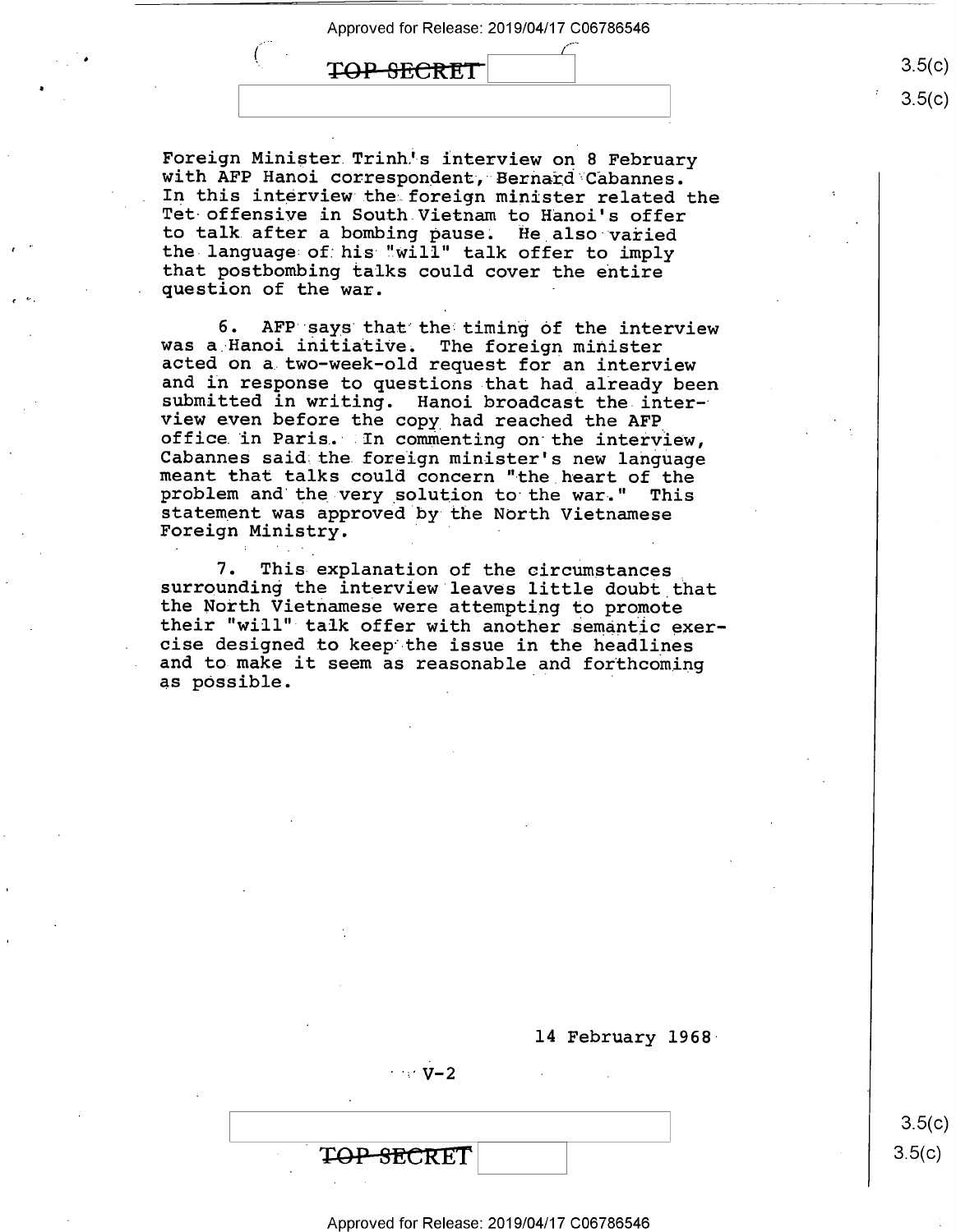Foreign Minister Trinh's interview on 8 February with AFP Hanoi correspondent, Bernard Cabannes. In this interview the foreign minister related the Tet offensive in South Vietnam to Hanoi's offer to talk after a bombing pause. He also varied the language of his "will" talk offer to imply that postbombing talks could cover the entire question of the war.

6. AFP says that the timing of the interview was a Hanoi initiative. The foreign minister acted on a two-week-old request for an interview and in response to questions that had already been submitted in writing. Hanoi broadcast the interview even before the copy had reached the AFP office in Paris. In commenting on the interview, Cabannes said the foreign minister's new language meant that talks could concern "the heart of the problem and the very solution to the war." This statement was approved by the North Vietnamese Foreign Ministry.

7. This explanation of the circumstances surrounding the interview leaves little doubt that the North Vietnamese were attempting to promote their "will" talk offer with another semantic exercise designed to keep the issue in the headlines and to make it seem as reasonable and forthcoming as possible.

14 February 1968

V-2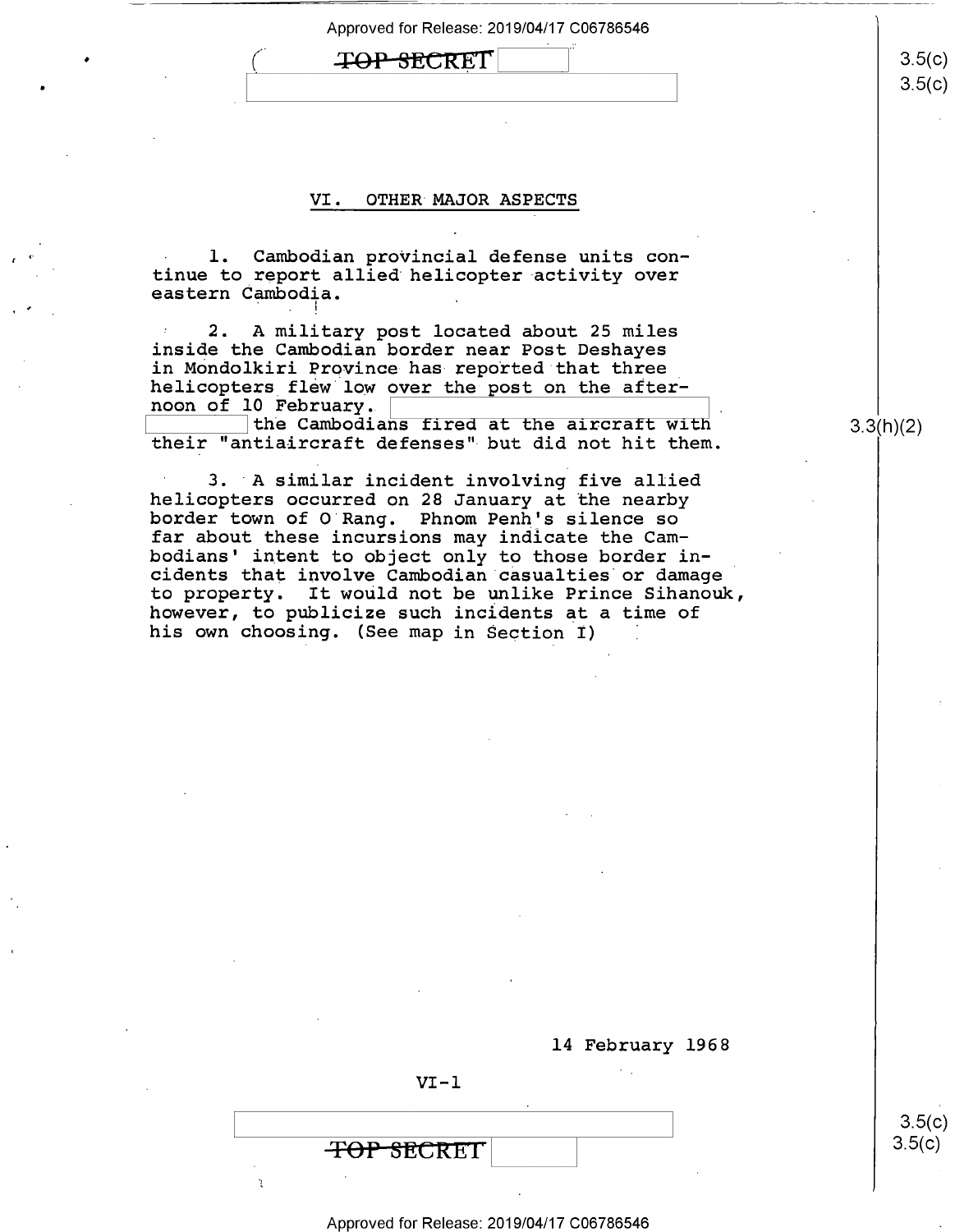## VI. OTHER MAJOR ASPECTS

1. Cambodian provincial defense units continue to report allied helicopter activity over eastern Cambodia.

2. A military post located about 25 miles inside the Cambodian border near Post Deshayes in Mondolkiri Province has reported that three helicopters flew low over the post on the afternoon of 10 February. [redacted] the Cambodians fired at the aircraft with their "antiaircraft defenses" but did not hit them.

3. A similar incident involving five allied helicopters occurred on 28 January at the nearby border town of O Rang. Phnom Penh's silence so far about these incursions may indicate the Cambodians' intent to object only to those border incidents that involve Cambodian casualties or damage to property. It would not be unlike Prince Sihanouk, however, to publicize such incidents at a time of his own choosing. (See map in Section I)

14 February 1968